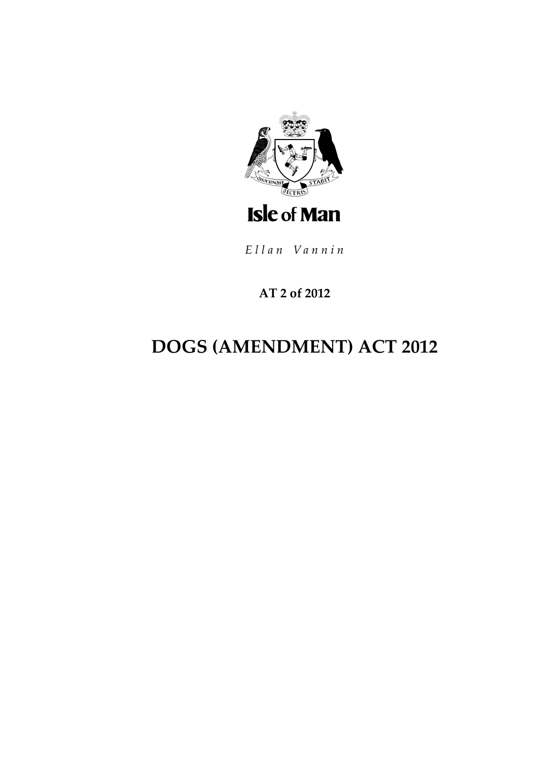Isle of Man

*Ellan Vannin*

**AT 2 of 2012**

# DOGS (AMENDMENT) ACT 2012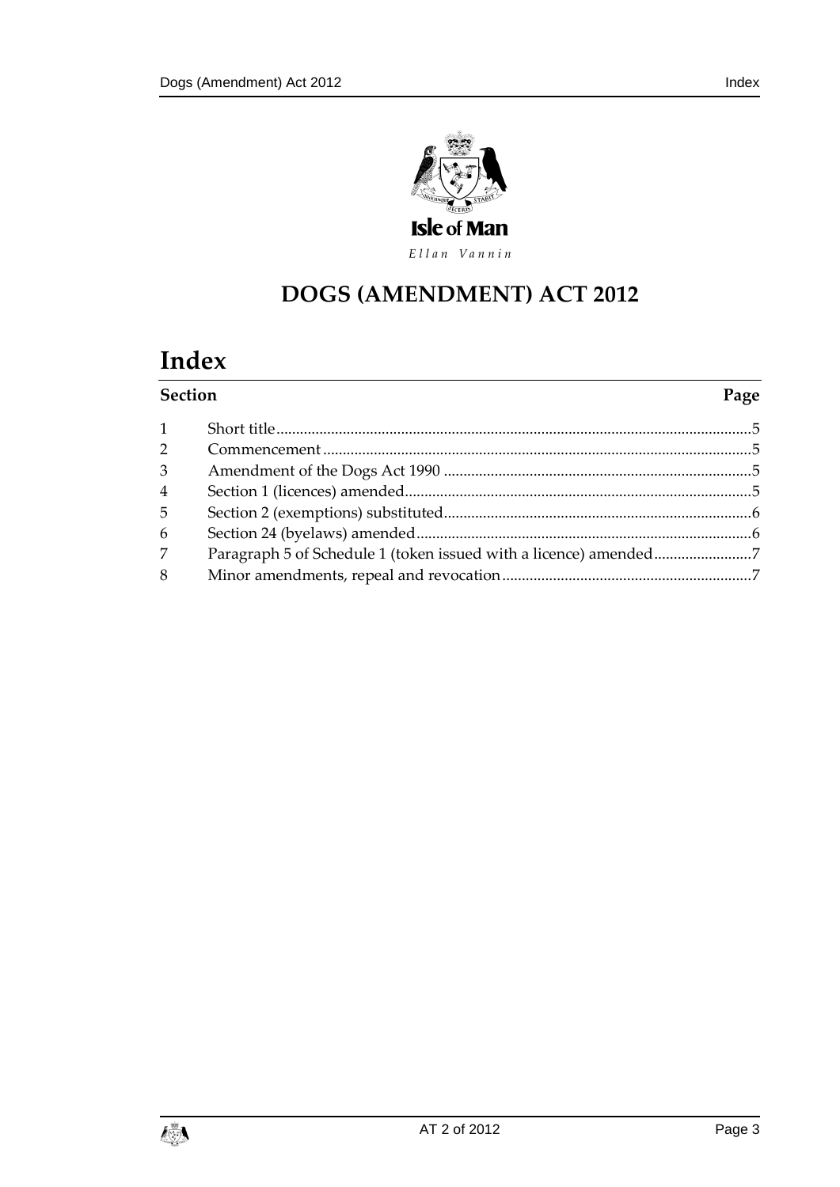Isle of Man

*Ellan Vannin*

# DOGS (AMENDMENT) ACT 2012

## Index

| Section | | Page |
|---|---|---|
| 1 | Short title | 5 |
| 2 | Commencement | 5 |
| 3 | Amendment of the Dogs Act 1990 | 5 |
| 4 | Section 1 (licences) amended | 5 |
| 5 | Section 2 (exemptions) substituted | 6 |
| 6 | Section 24 (byelaws) amended | 6 |
| 7 | Paragraph 5 of Schedule 1 (token issued with a licence) amended | 7 |
| 8 | Minor amendments, repeal and revocation | 7 |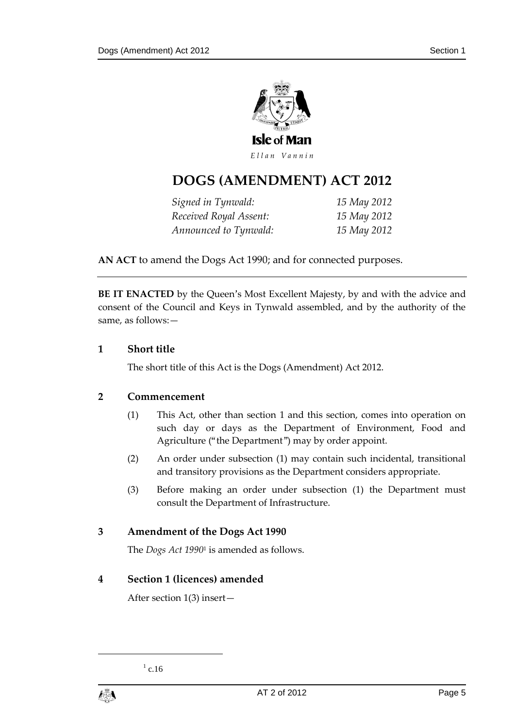Isle of Man

*Ellan Vannin*

# DOGS (AMENDMENT) ACT 2012

| | |
|---|---|
| *Signed in Tynwald:* | *15 May 2012* |
| *Received Royal Assent:* | *15 May 2012* |
| *Announced to Tynwald:* | *15 May 2012* |

**AN ACT** to amend the Dogs Act 1990; and for connected purposes.

---

**BE IT ENACTED** by the Queen's Most Excellent Majesty, by and with the advice and consent of the Council and Keys in Tynwald assembled, and by the authority of the same, as follows:—

### 1 Short title

The short title of this Act is the Dogs (Amendment) Act 2012.

### 2 Commencement

(1) This Act, other than section 1 and this section, comes into operation on such day or days as the Department of Environment, Food and Agriculture ("the Department") may by order appoint.

(2) An order under subsection (1) may contain such incidental, transitional and transitory provisions as the Department considers appropriate.

(3) Before making an order under subsection (1) the Department must consult the Department of Infrastructure.

### 3 Amendment of the Dogs Act 1990

The *Dogs Act 1990*[1] is amended as follows.

### 4 Section 1 (licences) amended

After section 1(3) insert—

[1] c.16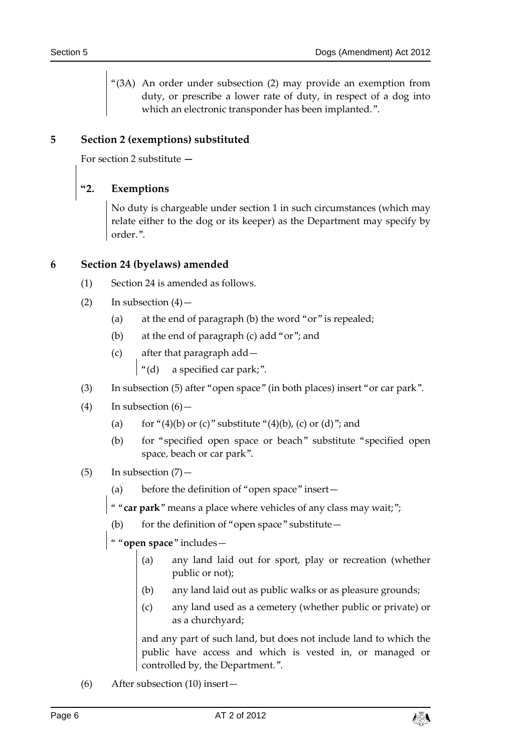"(3A) An order under subsection (2) may provide an exemption from duty, or prescribe a lower rate of duty, in respect of a dog into which an electronic transponder has been implanted.".

## 5 Section 2 (exemptions) substituted

For section 2 substitute —

### "2. Exemptions

No duty is chargeable under section 1 in such circumstances (which may relate either to the dog or its keeper) as the Department may specify by order.".

## 6 Section 24 (byelaws) amended

(1) Section 24 is amended as follows.

(2) In subsection (4)—

(a) at the end of paragraph (b) the word "or" is repealed;

(b) at the end of paragraph (c) add "or"; and

(c) after that paragraph add—

"(d) a specified car park;".

(3) In subsection (5) after "open space" (in both places) insert "or car park".

(4) In subsection (6)—

(a) for "(4)(b) or (c)" substitute "(4)(b), (c) or (d)"; and

(b) for "specified open space or beach" substitute "specified open space, beach or car park".

(5) In subsection (7)—

(a) before the definition of "open space" insert—

" "**car park**" means a place where vehicles of any class may wait;";

(b) for the definition of "open space" substitute—

" "**open space**" includes—

(a) any land laid out for sport, play or recreation (whether public or not);

(b) any land laid out as public walks or as pleasure grounds;

(c) any land used as a cemetery (whether public or private) or as a churchyard;

and any part of such land, but does not include land to which the public have access and which is vested in, or managed or controlled by, the Department.".

(6) After subsection (10) insert—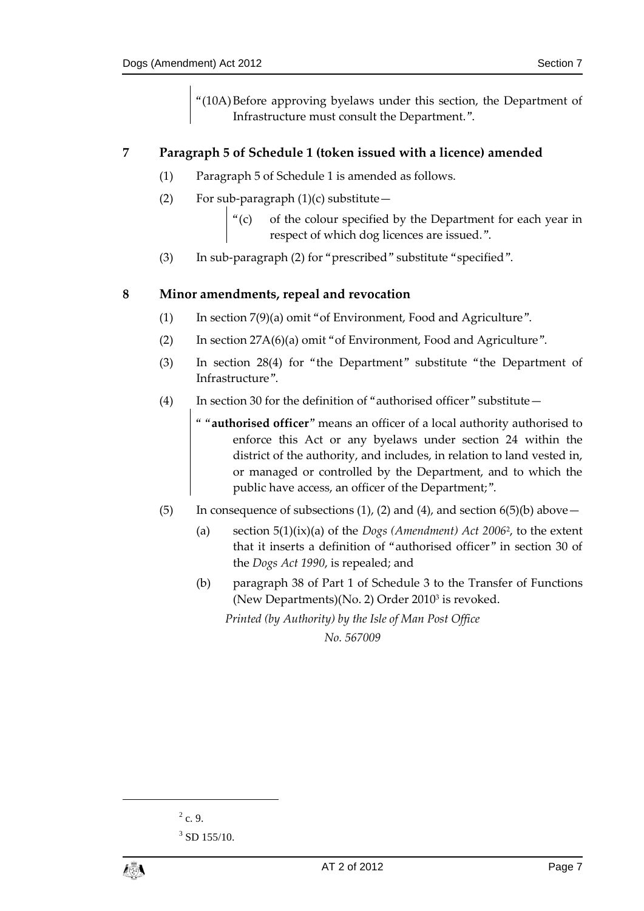"(10A) Before approving byelaws under this section, the Department of Infrastructure must consult the Department.".

## 7 Paragraph 5 of Schedule 1 (token issued with a licence) amended

(1) Paragraph 5 of Schedule 1 is amended as follows.

(2) For sub-paragraph (1)(c) substitute—

"(c) of the colour specified by the Department for each year in respect of which dog licences are issued.".

(3) In sub-paragraph (2) for "prescribed" substitute "specified".

## 8 Minor amendments, repeal and revocation

(1) In section 7(9)(a) omit "of Environment, Food and Agriculture".

(2) In section 27A(6)(a) omit "of Environment, Food and Agriculture".

(3) In section 28(4) for "the Department" substitute "the Department of Infrastructure".

(4) In section 30 for the definition of "authorised officer" substitute—

" "**authorised officer**" means an officer of a local authority authorised to enforce this Act or any byelaws under section 24 within the district of the authority, and includes, in relation to land vested in, or managed or controlled by the Department, and to which the public have access, an officer of the Department;".

(5) In consequence of subsections (1), (2) and (4), and section 6(5)(b) above—

(a) section 5(1)(ix)(a) of the *Dogs (Amendment) Act 2006*[2], to the extent that it inserts a definition of "authorised officer" in section 30 of the *Dogs Act 1990*, is repealed; and

(b) paragraph 38 of Part 1 of Schedule 3 to the Transfer of Functions (New Departments)(No. 2) Order 2010[3] is revoked.

*Printed (by Authority) by the Isle of Man Post Office*

*No. 567009*

[2] c. 9.

[3] SD 155/10.